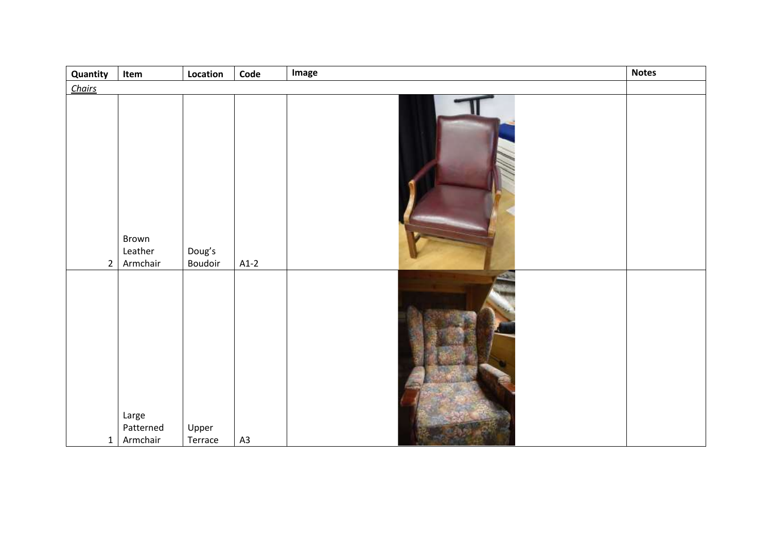| Quantity | Item | Location | Code | Image | Notes |
| --- | --- | --- | --- | --- | --- |
| *Chairs* | | | | | |
| 2 | Brown Leather Armchair | Doug's Boudoir | A1-2 | | |
| 1 | Large Patterned Armchair | Upper Terrace | A3 | | |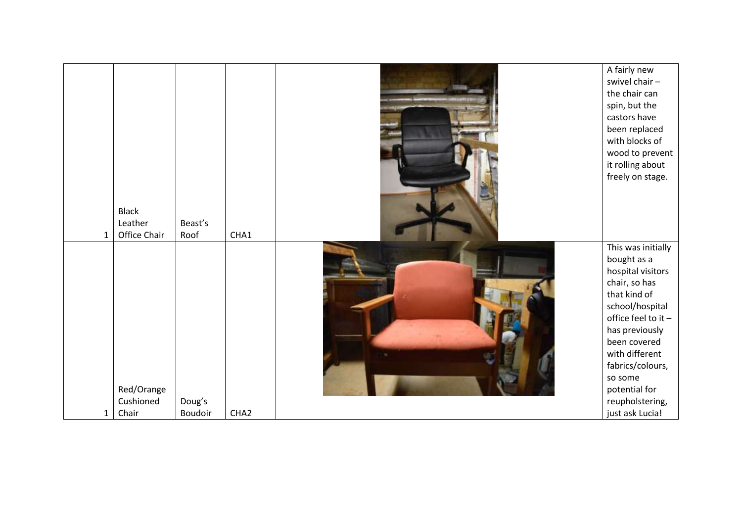| | | | | | |
|---|---|---|---|---|---|
| 1 | Black Leather Office Chair | Beast's Roof | CHA1 | | A fairly new swivel chair – the chair can spin, but the castors have been replaced with blocks of wood to prevent it rolling about freely on stage. |
| 1 | Red/Orange Cushioned Chair | Doug's Boudoir | CHA2 | | This was initially bought as a hospital visitors chair, so has that kind of school/hospital office feel to it – has previously been covered with different fabrics/colours, so some potential for reupholstering, just ask Lucia! |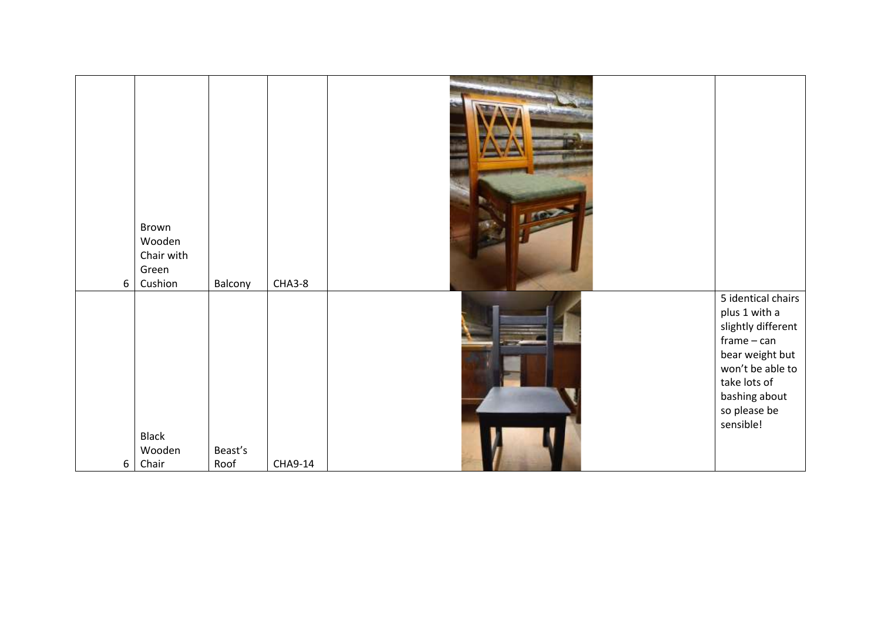| | | | | | |
|---|---|---|---|---|---|
| 6 | Brown Wooden Chair with Green Cushion | Balcony | CHA3-8 | | |
| 6 | Black Wooden Chair | Beast's Roof | CHA9-14 | | 5 identical chairs plus 1 with a slightly different frame – can bear weight but won't be able to take lots of bashing about so please be sensible! |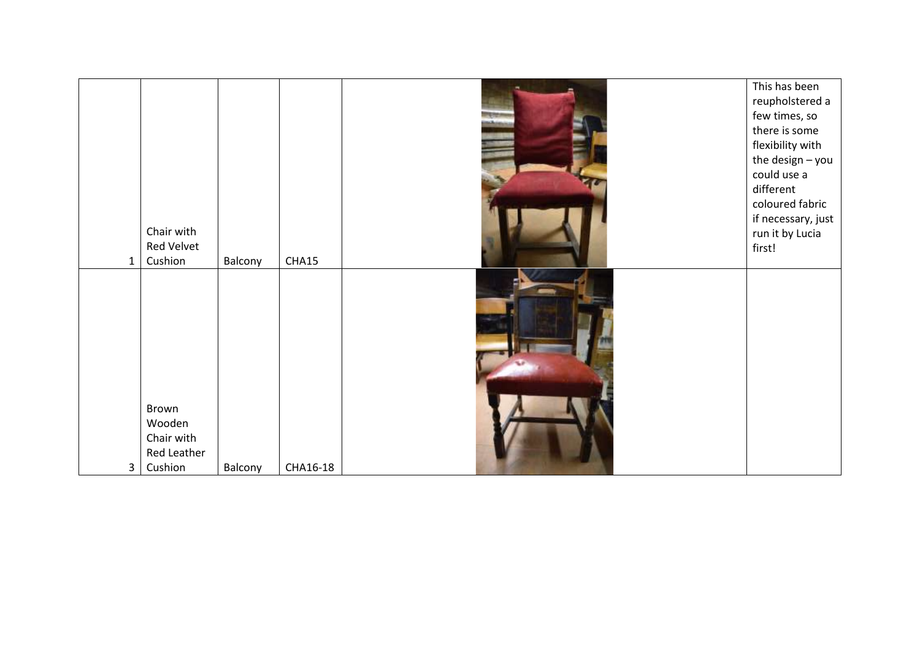| | | | | | | |
|---|---|---|---|---|---|---|
| 1 | Chair with Red Velvet Cushion | Balcony | CHA15 | | | This has been reupholstered a few times, so there is some flexibility with the design – you could use a different coloured fabric if necessary, just run it by Lucia first! |
| 3 | Brown Wooden Chair with Red Leather Cushion | Balcony | CHA16-18 | | | |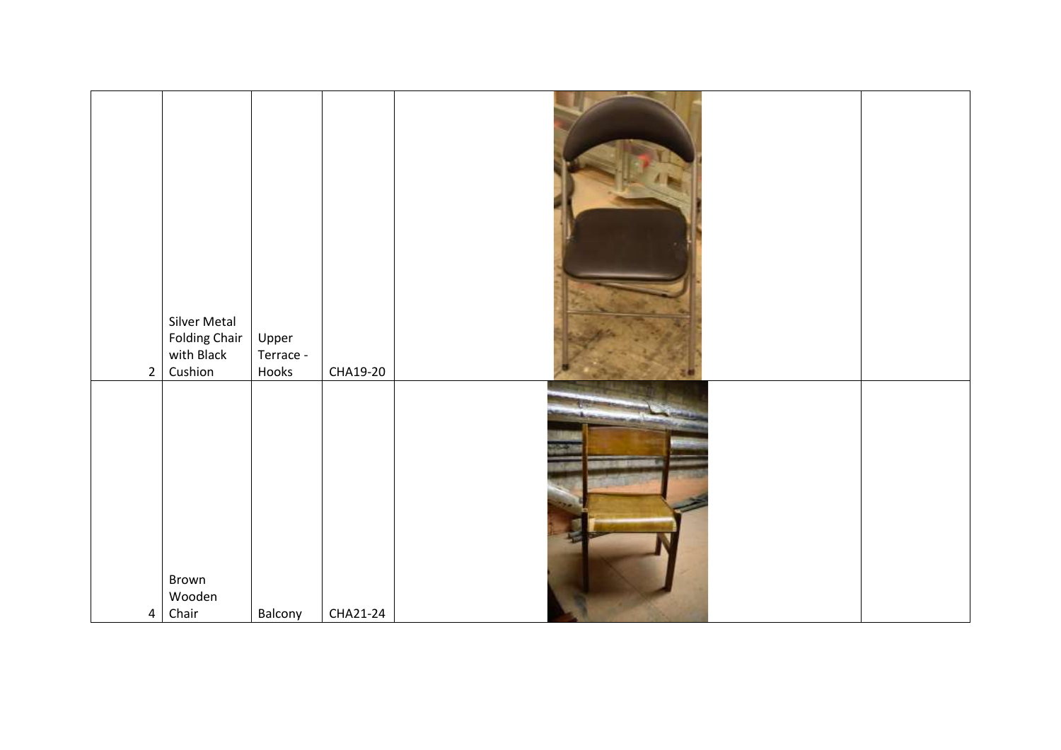| | | | | | | |
|---|---|---|---|---|---|---|
| 2 | Silver Metal Folding Chair with Black Cushion | Upper Terrace - Hooks | CHA19-20 | | | |
| 4 | Brown Wooden Chair | Balcony | CHA21-24 | | | |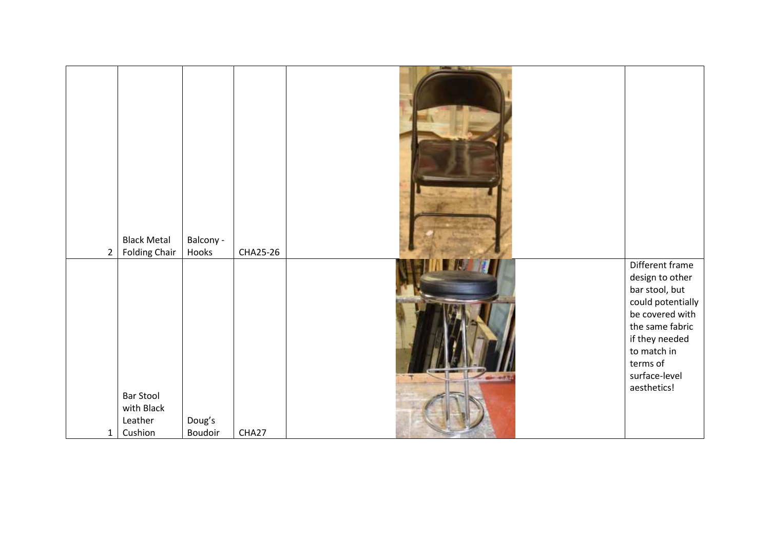| | | | | | | | |
|---|---|---|---|---|---|---|---|
| 2 | Black Metal Folding Chair | Balcony - Hooks | CHA25-26 | | | | |
| 1 | Bar Stool with Black Leather Cushion | Doug's Boudoir | CHA27 | | | | Different frame design to other bar stool, but could potentially be covered with the same fabric if they needed to match in terms of surface-level aesthetics! |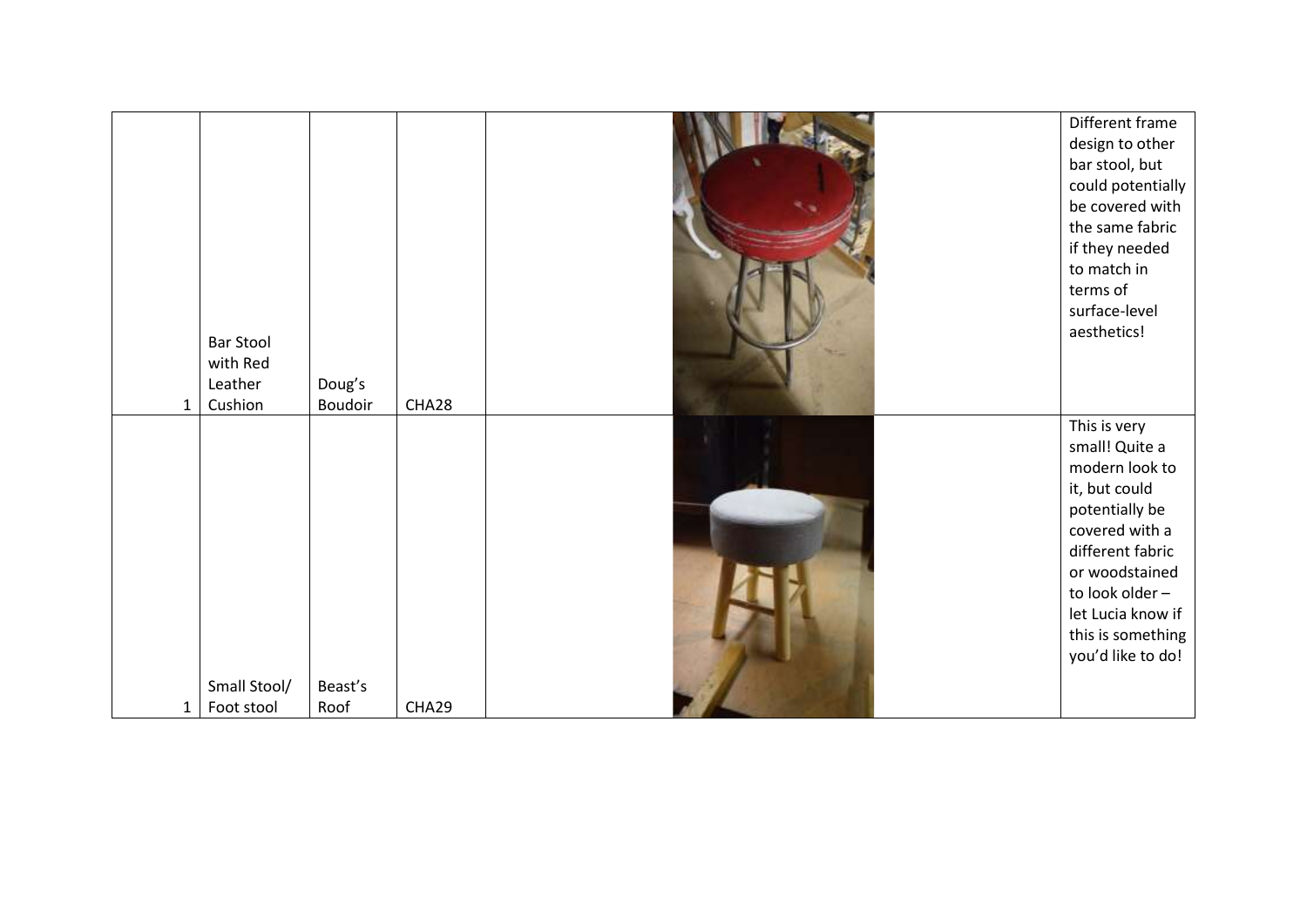| | | | | | | | |
|---|---|---|---|---|---|---|---|
| 1 | Bar Stool with Red Leather Cushion | Doug's Boudoir | CHA28 | | | | Different frame design to other bar stool, but could potentially be covered with the same fabric if they needed to match in terms of surface-level aesthetics! |
| 1 | Small Stool/ Foot stool | Beast's Roof | CHA29 | | | | This is very small! Quite a modern look to it, but could potentially be covered with a different fabric or woodstained to look older – let Lucia know if this is something you'd like to do! |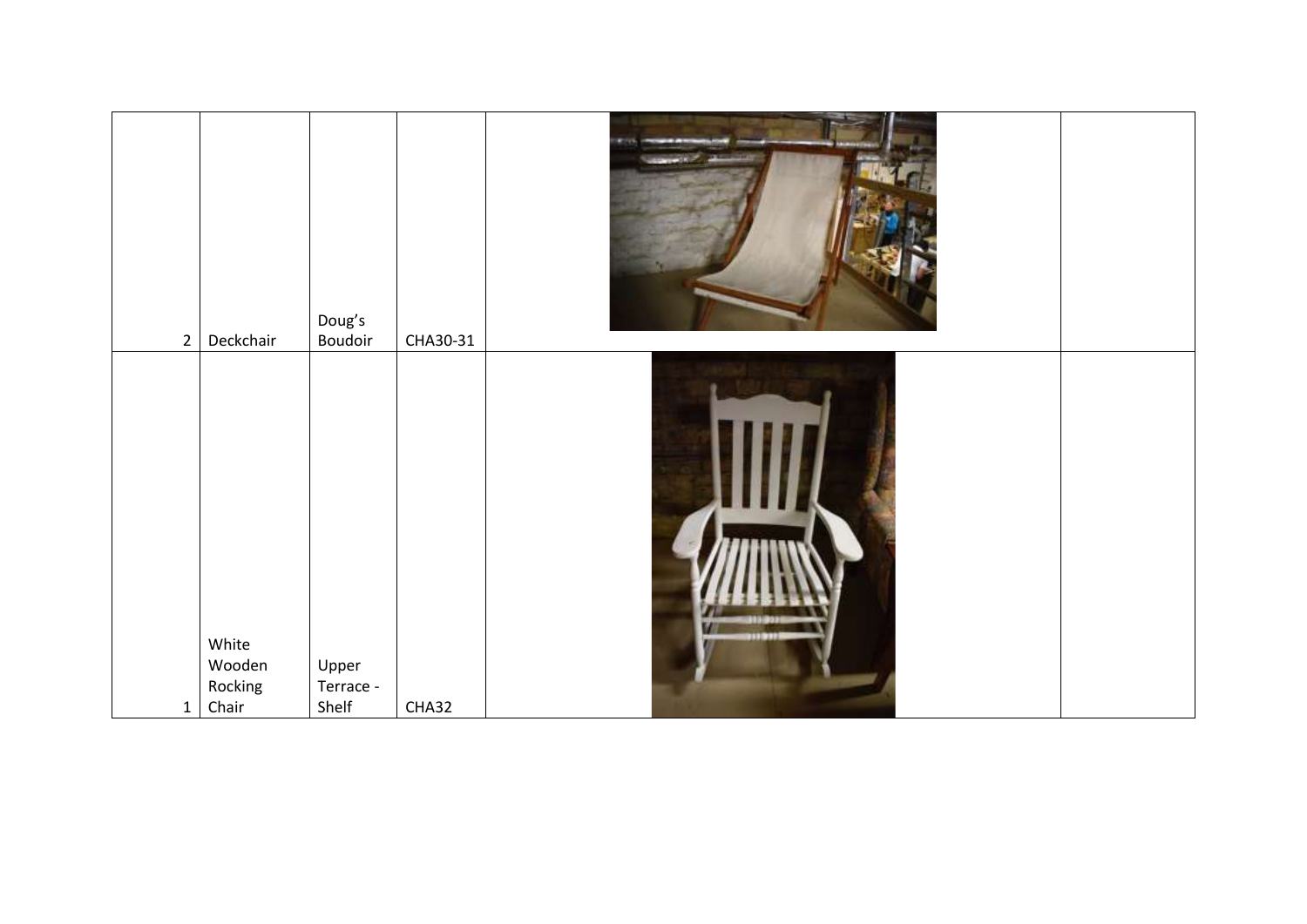| | | | | | |
|---|---|---|---|---|---|
| 2 | Deckchair | Doug's Boudoir | CHA30-31 | | |
| 1 | White Wooden Rocking Chair | Upper Terrace - Shelf | CHA32 | | |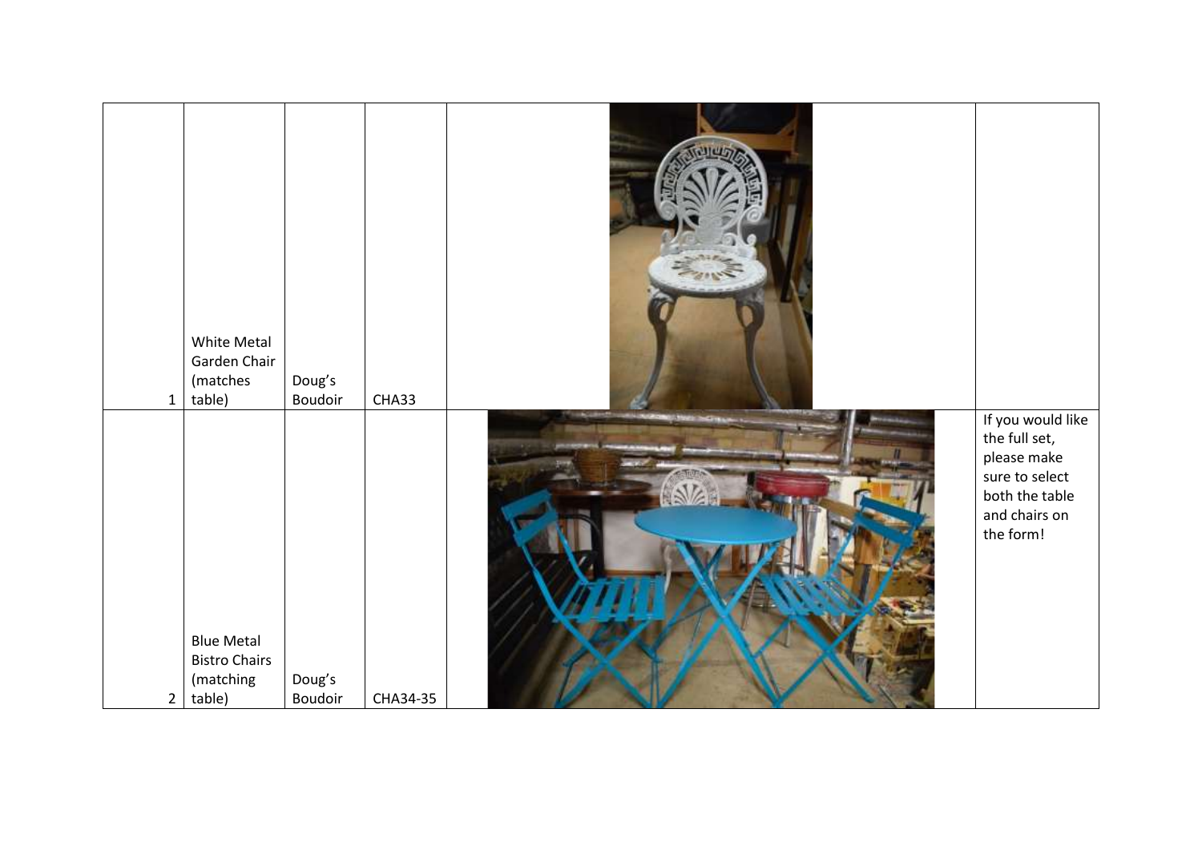| | | | | | |
|---|---|---|---|---|---|
| 1 | White Metal Garden Chair (matches table) | Doug's Boudoir | CHA33 | | |
| 2 | Blue Metal Bistro Chairs (matching table) | Doug's Boudoir | CHA34-35 | | If you would like the full set, please make sure to select both the table and chairs on the form! |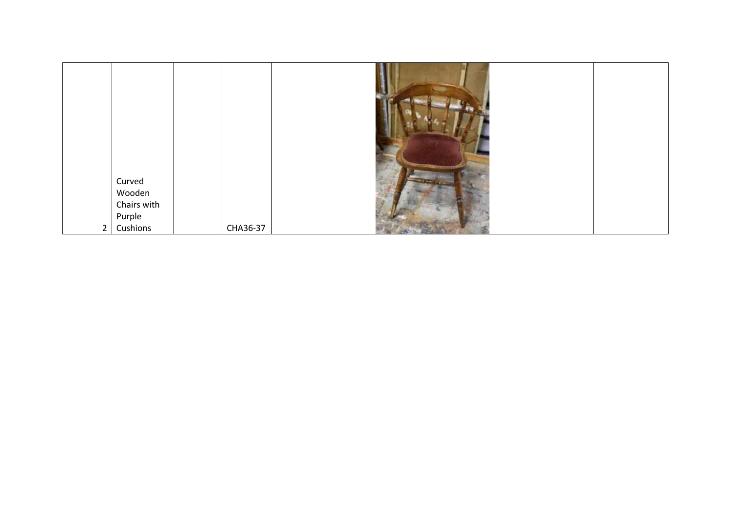| | | | | | | | |
|---|---|---|---|---|---|---|---|
| 2 | Curved Wooden Chairs with Purple Cushions | | CHA36-37 | | | | |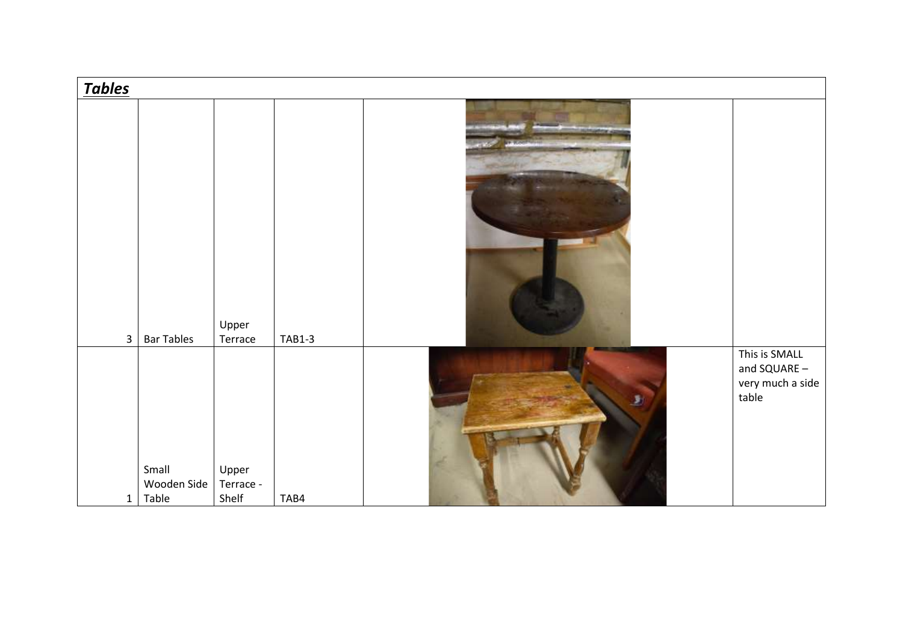## *Tables*

| | | | | | |
|---|---|---|---|---|---|
| 3 | Bar Tables | Upper Terrace | TAB1-3 | | |
| 1 | Small Wooden Side Table | Upper Terrace - Shelf | TAB4 | | This is SMALL and SQUARE – very much a side table |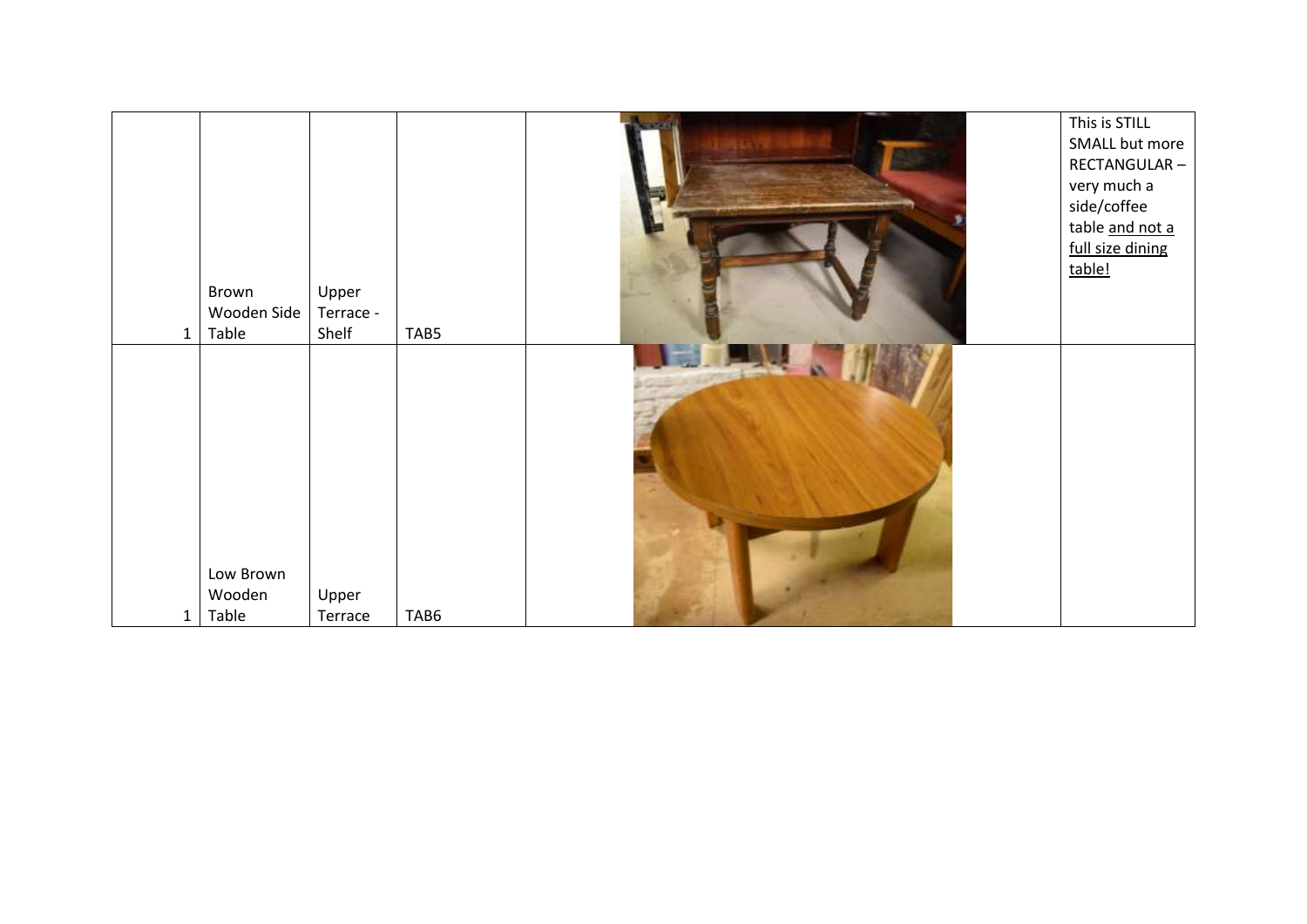| | | | | | | |
|---|---|---|---|---|---|---|
| 1 | Brown Wooden Side Table | Upper Terrace - Shelf | TAB5 | | | This is STILL SMALL but more RECTANGULAR – very much a side/coffee table <u>and not a full size dining table!</u> |
| 1 | Low Brown Wooden Table | Upper Terrace | TAB6 | | | |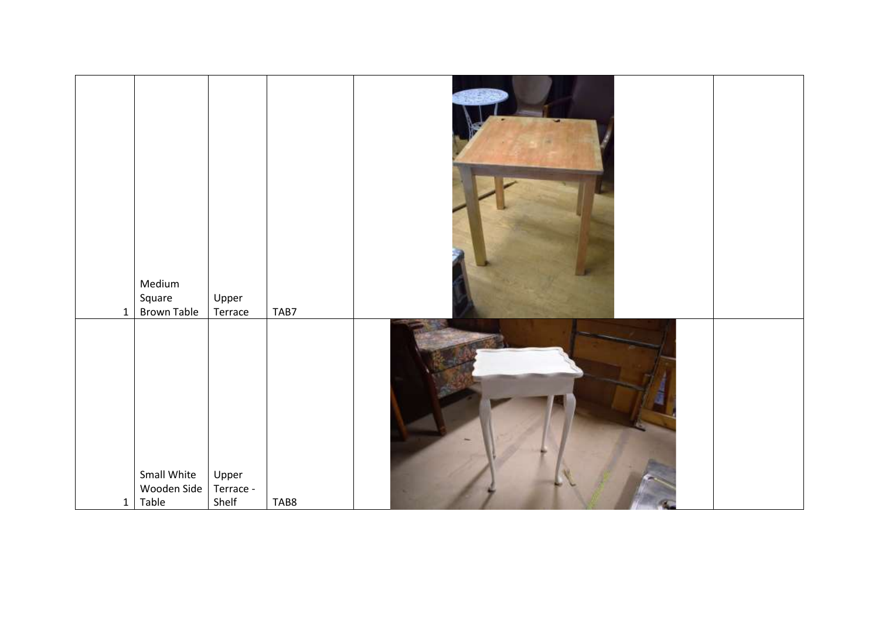| | | | | | |
|---|---|---|---|---|---|
| 1 | Medium Square Brown Table | Upper Terrace | TAB7 | | |
| 1 | Small White Wooden Side Table | Upper Terrace - Shelf | TAB8 | | |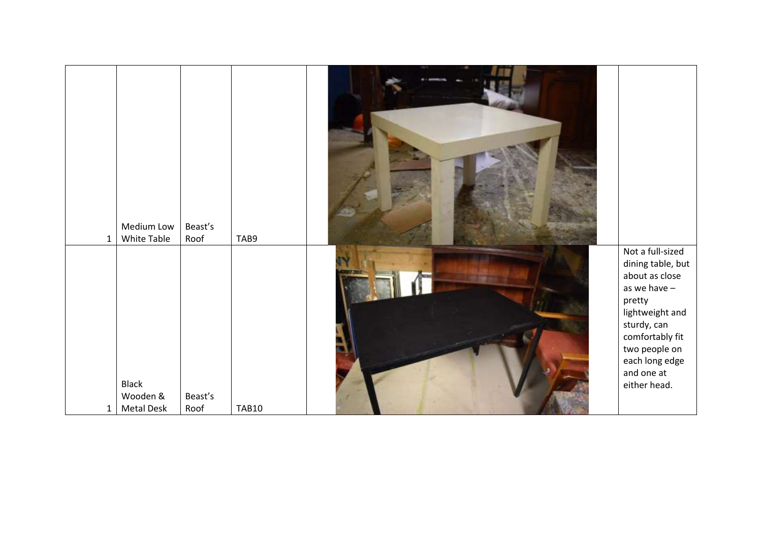| | | | | | |
|---|---|---|---|---|---|
| 1 | Medium Low White Table | Beast's Roof | TAB9 | | |
| 1 | Black Wooden & Metal Desk | Beast's Roof | TAB10 | | Not a full-sized dining table, but about as close as we have – pretty lightweight and sturdy, can comfortably fit two people on each long edge and one at either head. |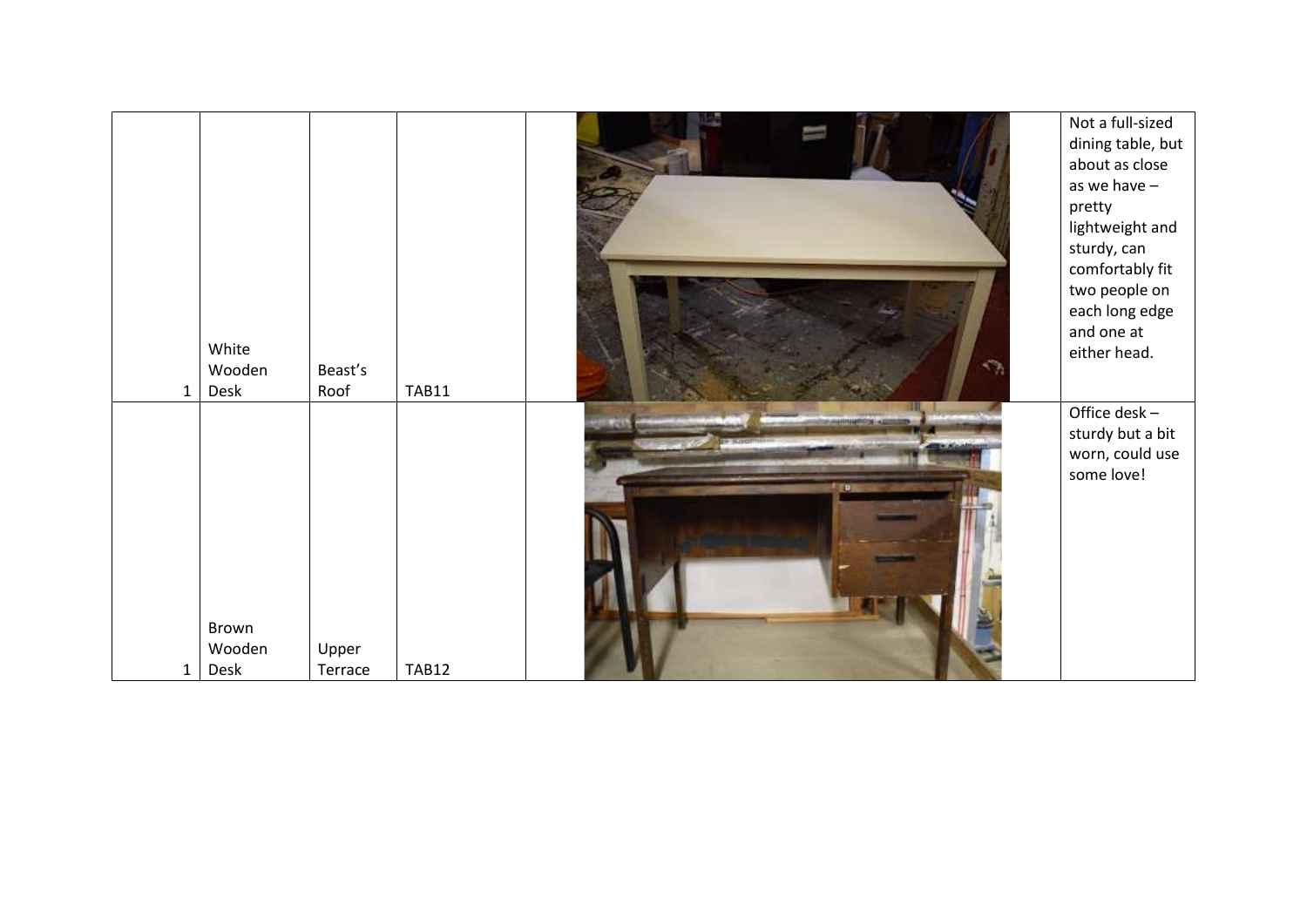| | | | | | | |
|---|---|---|---|---|---|---|
| 1 | White Wooden Desk | Beast's Roof | TAB11 | | | Not a full-sized dining table, but about as close as we have – pretty lightweight and sturdy, can comfortably fit two people on each long edge and one at either head. |
| 1 | Brown Wooden Desk | Upper Terrace | TAB12 | | | Office desk – sturdy but a bit worn, could use some love! |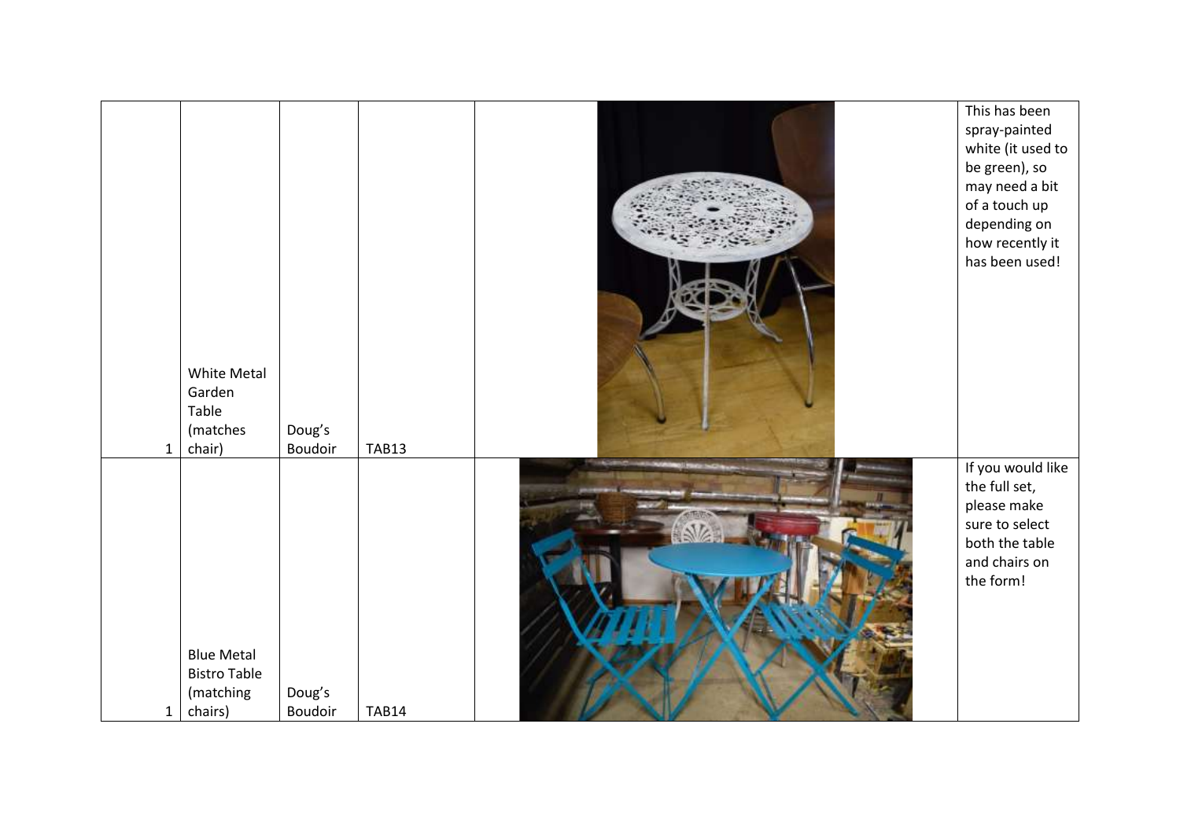| | | | | | |
|---|---|---|---|---|---|
| 1 | White Metal Garden Table (matches chair) | Doug's Boudoir | TAB13 | | This has been spray-painted white (it used to be green), so may need a bit of a touch up depending on how recently it has been used! |
| 1 | Blue Metal Bistro Table (matching chairs) | Doug's Boudoir | TAB14 | | If you would like the full set, please make sure to select both the table and chairs on the form! |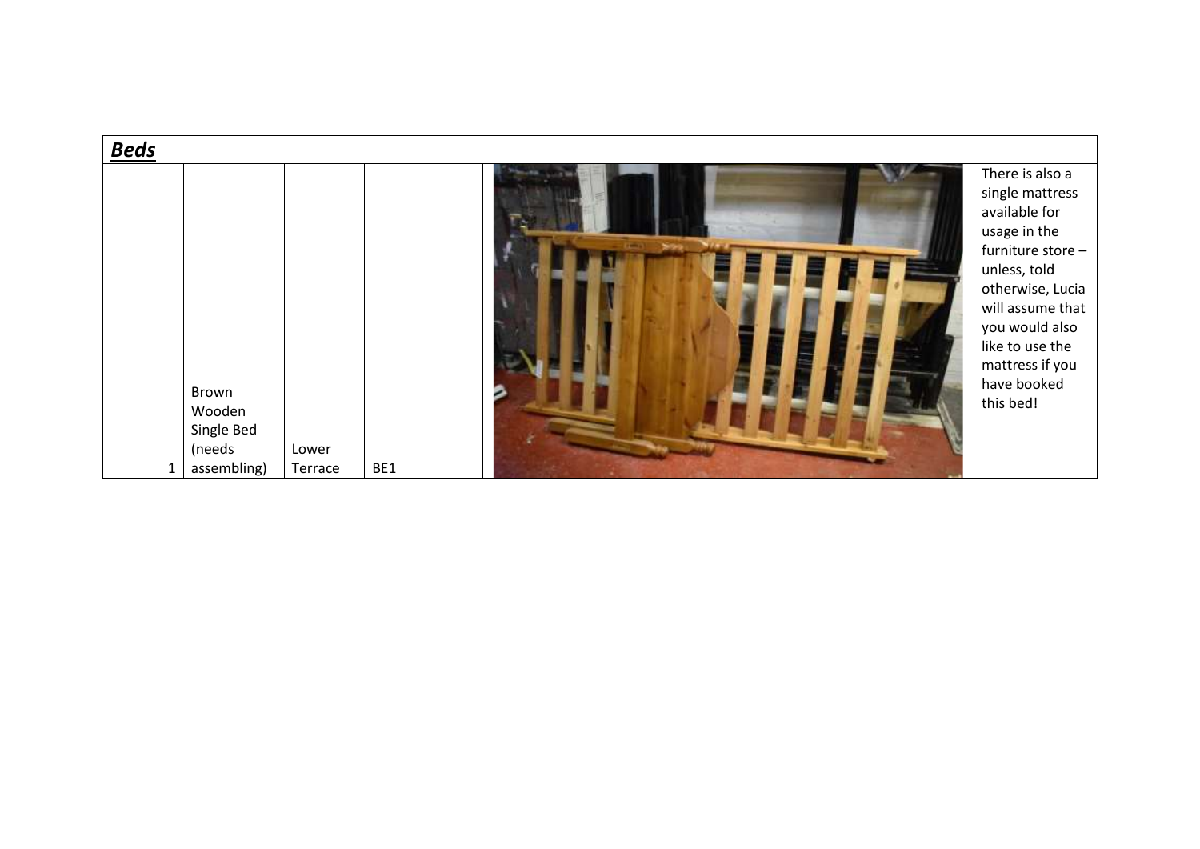***Beds***

| | | | | | |
|---|---|---|---|---|---|
| 1 | Brown Wooden Single Bed (needs assembling) | Lower Terrace | BE1 | | There is also a single mattress available for usage in the furniture store – unless, told otherwise, Lucia will assume that you would also like to use the mattress if you have booked this bed! |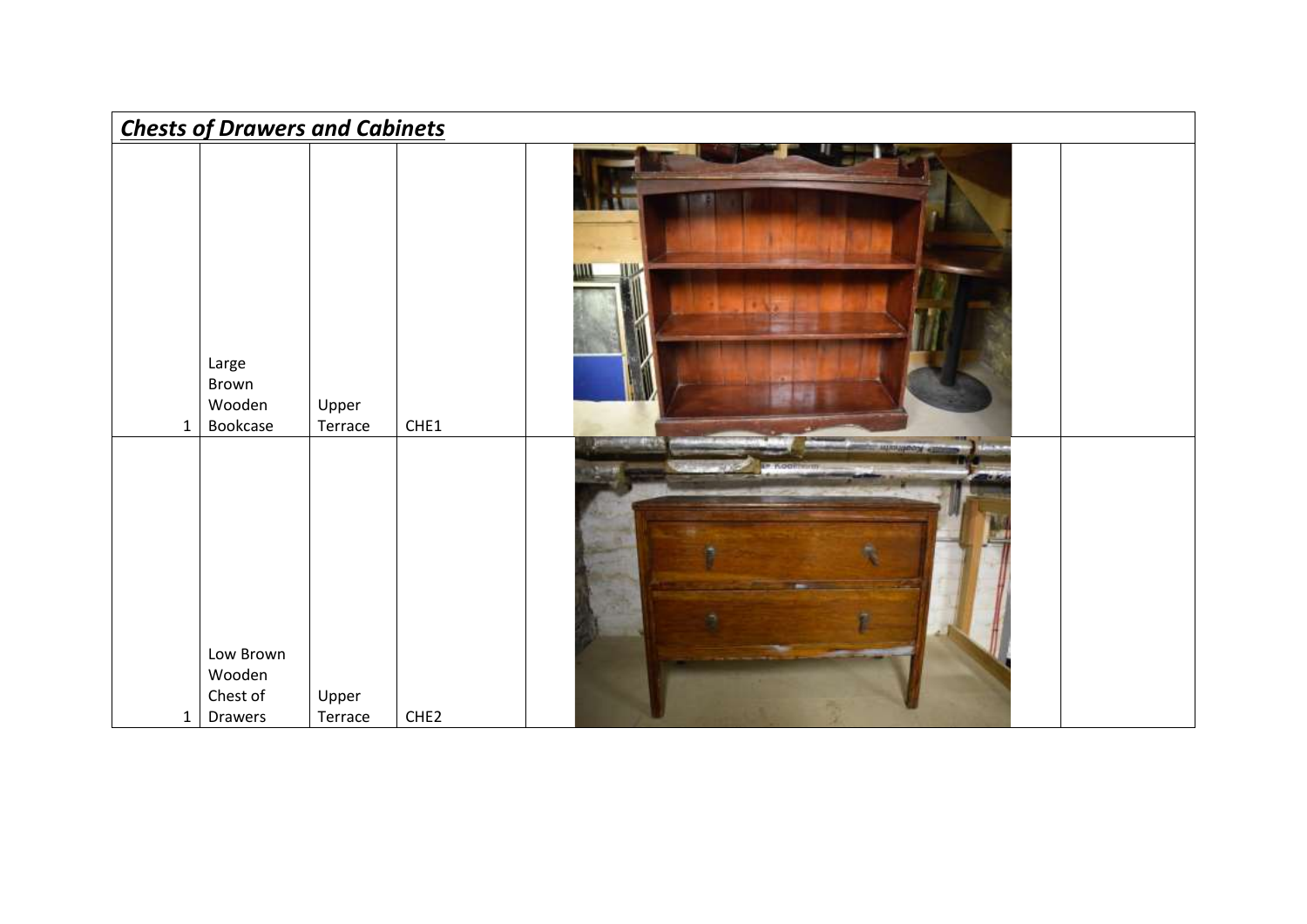## ***Chests of Drawers and Cabinets***

| | | | | | | | |
|---|---|---|---|---|---|---|---|
| 1 | Large Brown Wooden Bookcase | Upper Terrace | CHE1 | | | | |
| 1 | Low Brown Wooden Chest of Drawers | Upper Terrace | CHE2 | | | | |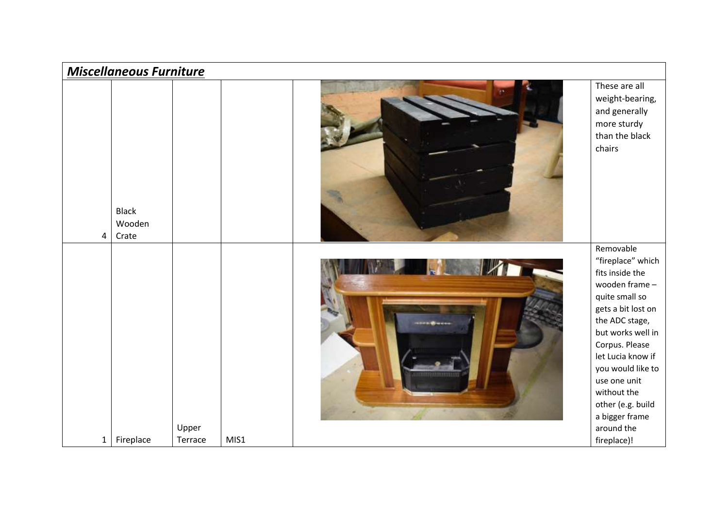| *Miscellaneous Furniture* | | | | | |
|---|---|---|---|---|---|
| 4 | Black Wooden Crate | | | | These are all weight-bearing, and generally more sturdy than the black chairs |
| 1 | Fireplace | Upper Terrace | MIS1 | | Removable "fireplace" which fits inside the wooden frame – quite small so gets a bit lost on the ADC stage, but works well in Corpus. Please let Lucia know if you would like to use one unit without the other (e.g. build a bigger frame around the fireplace)! |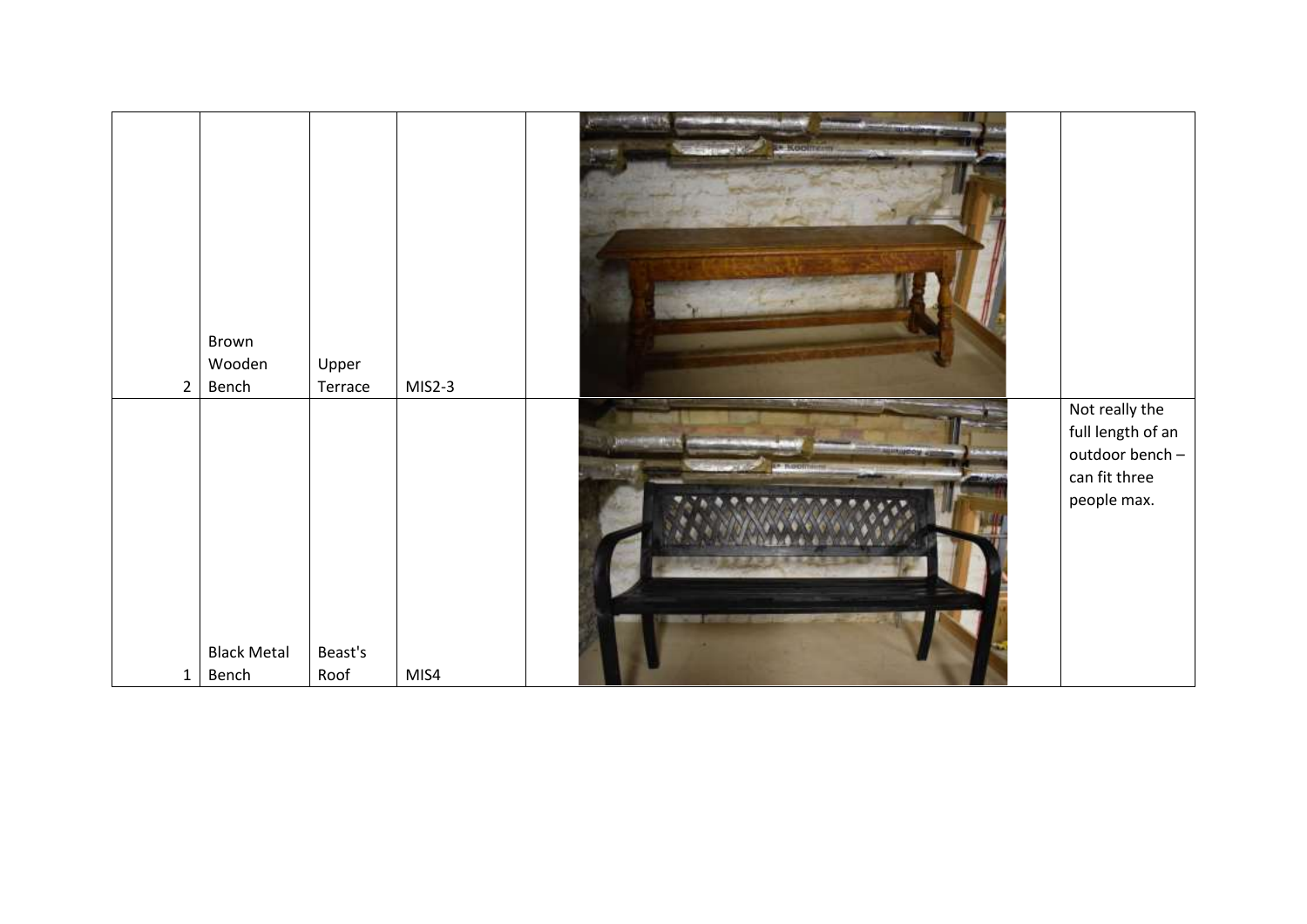| | | | | | | |
|---|---|---|---|---|---|---|
| 2 | Brown Wooden Bench | Upper Terrace | MIS2-3 | | | |
| 1 | Black Metal Bench | Beast's Roof | MIS4 | | | Not really the full length of an outdoor bench – can fit three people max. |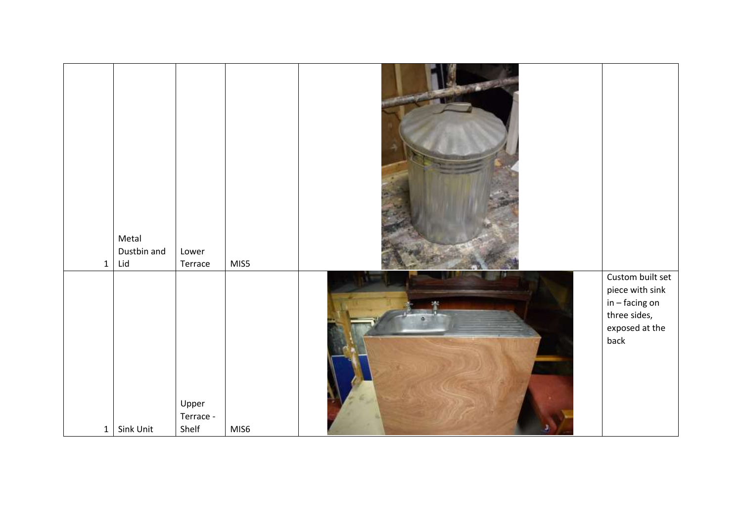| | | | | | | |
|---|---|---|---|---|---|---|
| 1 | Metal Dustbin and Lid | Lower Terrace | MIS5 | | | |
| 1 | Sink Unit | Upper Terrace - Shelf | MIS6 | | | Custom built set piece with sink in – facing on three sides, exposed at the back |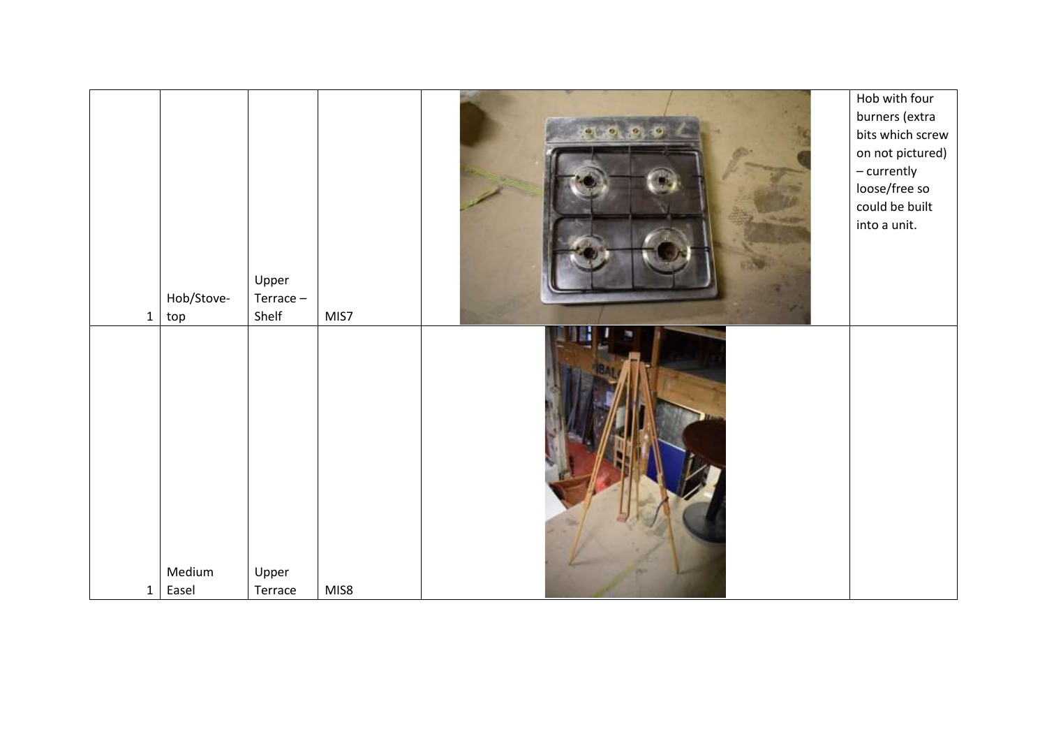| | | | | | |
|---|---|---|---|---|---|
| 1 | Hob/Stove-top | Upper Terrace – Shelf | MIS7 | | Hob with four burners (extra bits which screw on not pictured) – currently loose/free so could be built into a unit. |
| 1 | Medium Easel | Upper Terrace | MIS8 | | |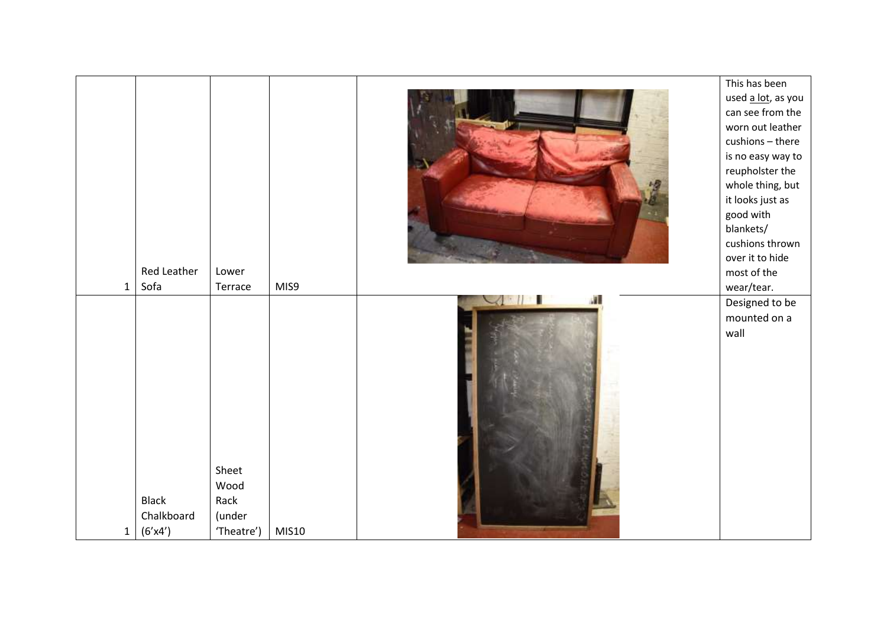| | | | | | |
|---|---|---|---|---|---|
| 1 | Red Leather Sofa | Lower Terrace | MIS9 | | This has been used a lot, as you can see from the worn out leather cushions – there is no easy way to reupholster the whole thing, but it looks just as good with blankets/ cushions thrown over it to hide most of the wear/tear. |
| 1 | Black Chalkboard (6'x4') | Sheet Wood Rack (under 'Theatre') | MIS10 | | Designed to be mounted on a wall |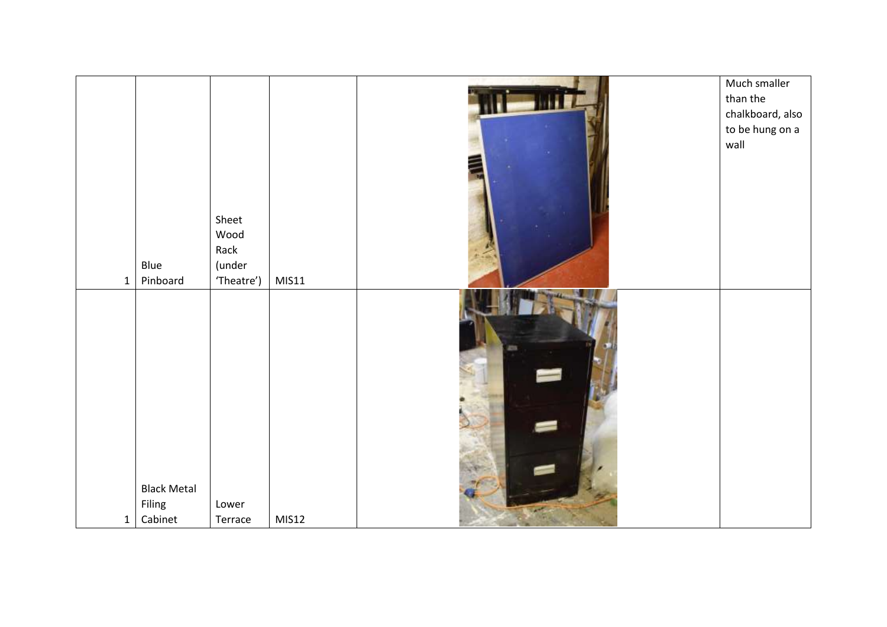| | | | | | |
|---|---|---|---|---|---|
| 1 | Blue Pinboard | Sheet Wood Rack (under 'Theatre') | MIS11 | | Much smaller than the chalkboard, also to be hung on a wall |
| 1 | Black Metal Filing Cabinet | Lower Terrace | MIS12 | | |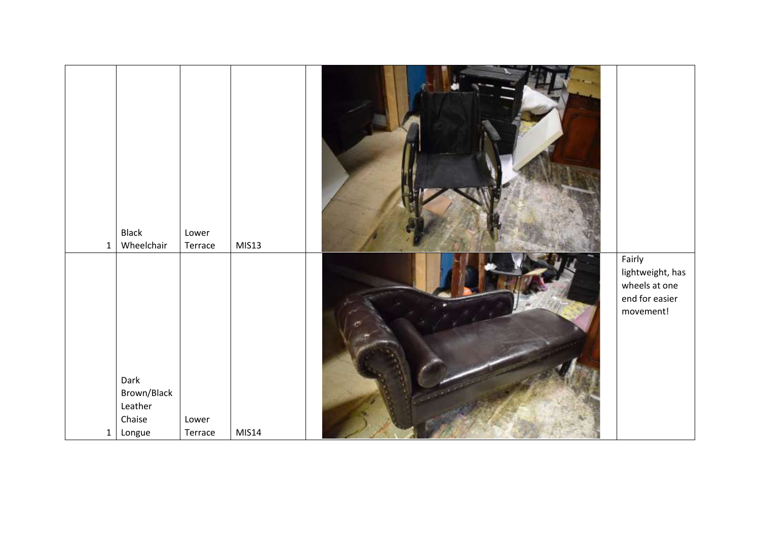| | | | | | | |
|---|---|---|---|---|---|---|
| 1 | Black Wheelchair | Lower Terrace | MIS13 | | | |
| 1 | Dark Brown/Black Leather Chaise Longue | Lower Terrace | MIS14 | | | Fairly lightweight, has wheels at one end for easier movement! |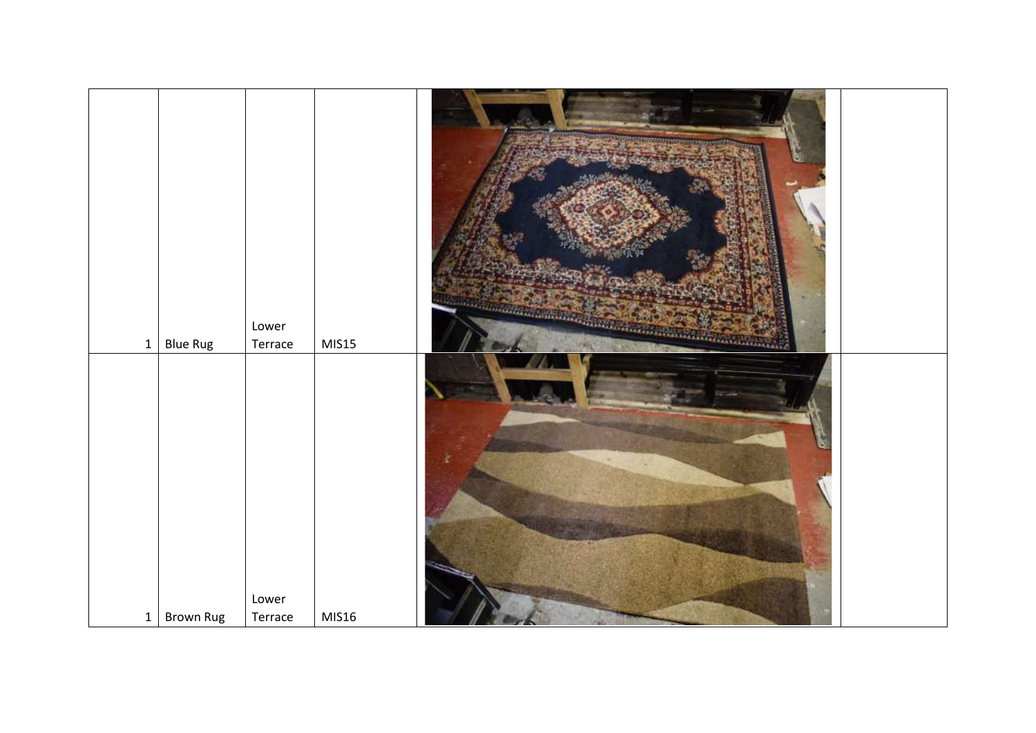| | | | | | |
|---|---|---|---|---|---|
| 1 | Blue Rug | Lower Terrace | MIS15 | | |
| 1 | Brown Rug | Lower Terrace | MIS16 | | |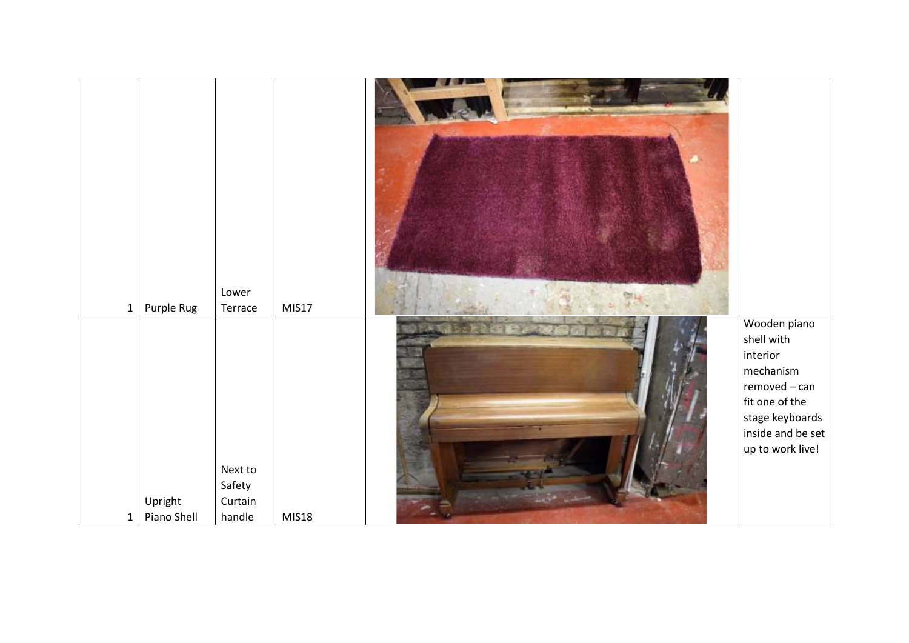| | | | | | |
|---|---|---|---|---|---|
| 1 | Purple Rug | Lower Terrace | MIS17 | | |
| 1 | Upright Piano Shell | Next to Safety Curtain handle | MIS18 | | Wooden piano shell with interior mechanism removed – can fit one of the stage keyboards inside and be set up to work live! |